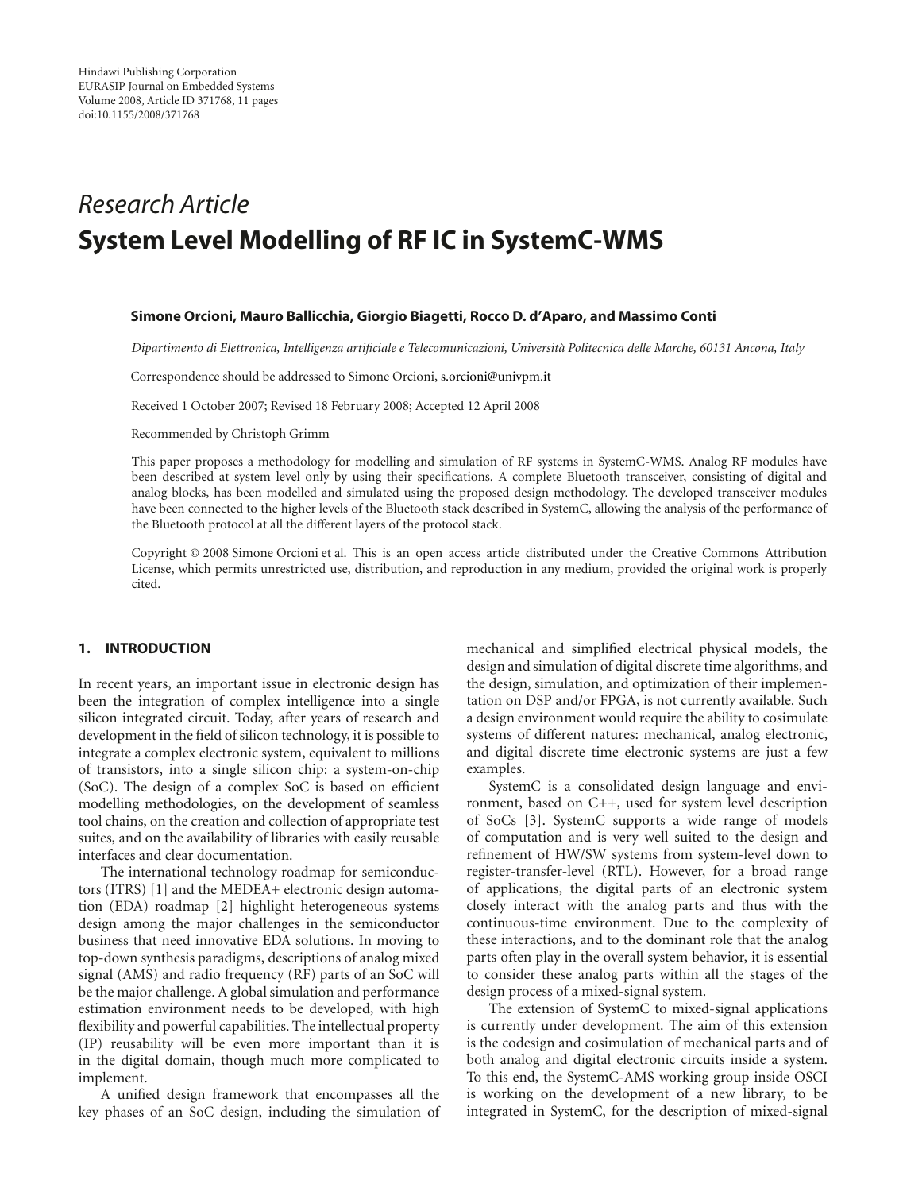Hindawi Publishing Corporation
EURASIP Journal on Embedded Systems
Volume 2008, Article ID 371768, 11 pages
doi:10.1155/2008/371768

*Research Article*

# System Level Modelling of RF IC in SystemC-WMS

**Simone Orcioni, Mauro Ballicchia, Giorgio Biagetti, Rocco D. d'Aparo, and Massimo Conti**

*Dipartimento di Elettronica, Intelligenza artificiale e Telecomunicazioni, Università Politecnica delle Marche, 60131 Ancona, Italy*

Correspondence should be addressed to Simone Orcioni, s.orcioni@univpm.it

Received 1 October 2007; Revised 18 February 2008; Accepted 12 April 2008

Recommended by Christoph Grimm

This paper proposes a methodology for modelling and simulation of RF systems in SystemC-WMS. Analog RF modules have been described at system level only by using their specifications. A complete Bluetooth transceiver, consisting of digital and analog blocks, has been modelled and simulated using the proposed design methodology. The developed transceiver modules have been connected to the higher levels of the Bluetooth stack described in SystemC, allowing the analysis of the performance of the Bluetooth protocol at all the different layers of the protocol stack.

Copyright © 2008 Simone Orcioni et al. This is an open access article distributed under the Creative Commons Attribution License, which permits unrestricted use, distribution, and reproduction in any medium, provided the original work is properly cited.

## 1. INTRODUCTION

In recent years, an important issue in electronic design has been the integration of complex intelligence into a single silicon integrated circuit. Today, after years of research and development in the field of silicon technology, it is possible to integrate a complex electronic system, equivalent to millions of transistors, into a single silicon chip: a system-on-chip (SoC). The design of a complex SoC is based on efficient modelling methodologies, on the development of seamless tool chains, on the creation and collection of appropriate test suites, and on the availability of libraries with easily reusable interfaces and clear documentation.

The international technology roadmap for semiconductors (ITRS) [1] and the MEDEA+ electronic design automation (EDA) roadmap [2] highlight heterogeneous systems design among the major challenges in the semiconductor business that need innovative EDA solutions. In moving to top-down synthesis paradigms, descriptions of analog mixed signal (AMS) and radio frequency (RF) parts of an SoC will be the major challenge. A global simulation and performance estimation environment needs to be developed, with high flexibility and powerful capabilities. The intellectual property (IP) reusability will be even more important than it is in the digital domain, though much more complicated to implement.

A unified design framework that encompasses all the key phases of an SoC design, including the simulation of mechanical and simplified electrical physical models, the design and simulation of digital discrete time algorithms, and the design, simulation, and optimization of their implementation on DSP and/or FPGA, is not currently available. Such a design environment would require the ability to cosimulate systems of different natures: mechanical, analog electronic, and digital discrete time electronic systems are just a few examples.

SystemC is a consolidated design language and environment, based on C++, used for system level description of SoCs [3]. SystemC supports a wide range of models of computation and is very well suited to the design and refinement of HW/SW systems from system-level down to register-transfer-level (RTL). However, for a broad range of applications, the digital parts of an electronic system closely interact with the analog parts and thus with the continuous-time environment. Due to the complexity of these interactions, and to the dominant role that the analog parts often play in the overall system behavior, it is essential to consider these analog parts within all the stages of the design process of a mixed-signal system.

The extension of SystemC to mixed-signal applications is currently under development. The aim of this extension is the codesign and cosimulation of mechanical parts and of both analog and digital electronic circuits inside a system. To this end, the SystemC-AMS working group inside OSCI is working on the development of a new library, to be integrated in SystemC, for the description of mixed-signal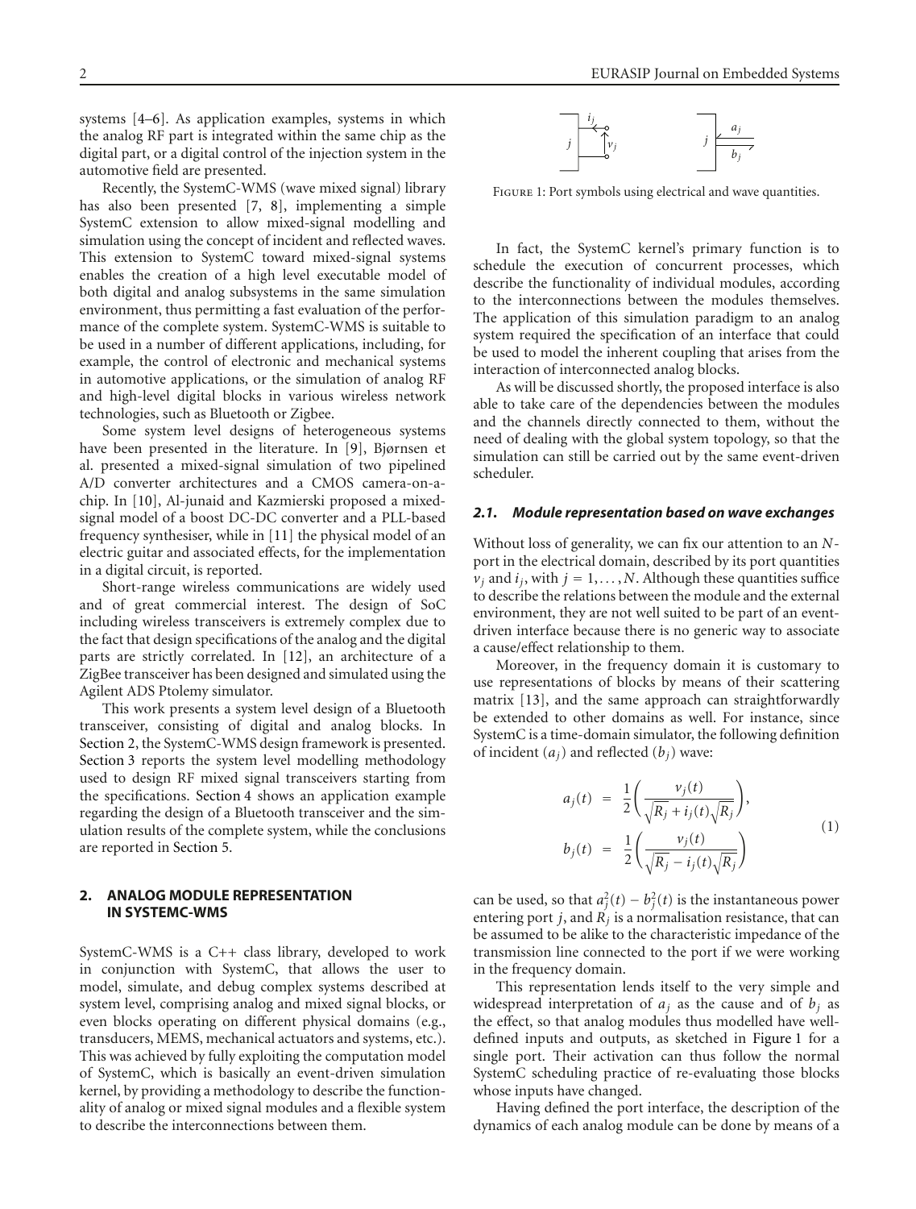systems [4–6]. As application examples, systems in which the analog RF part is integrated within the same chip as the digital part, or a digital control of the injection system in the automotive field are presented.

Recently, the SystemC-WMS (wave mixed signal) library has also been presented [7, 8], implementing a simple SystemC extension to allow mixed-signal modelling and simulation using the concept of incident and reflected waves. This extension to SystemC toward mixed-signal systems enables the creation of a high level executable model of both digital and analog subsystems in the same simulation environment, thus permitting a fast evaluation of the performance of the complete system. SystemC-WMS is suitable to be used in a number of different applications, including, for example, the control of electronic and mechanical systems in automotive applications, or the simulation of analog RF and high-level digital blocks in various wireless network technologies, such as Bluetooth or Zigbee.

Some system level designs of heterogeneous systems have been presented in the literature. In [9], Bjørnsen et al. presented a mixed-signal simulation of two pipelined A/D converter architectures and a CMOS camera-on-a-chip. In [10], Al-junaid and Kazmierski proposed a mixed-signal model of a boost DC-DC converter and a PLL-based frequency synthesiser, while in [11] the physical model of an electric guitar and associated effects, for the implementation in a digital circuit, is reported.

Short-range wireless communications are widely used and of great commercial interest. The design of SoC including wireless transceivers is extremely complex due to the fact that design specifications of the analog and the digital parts are strictly correlated. In [12], an architecture of a ZigBee transceiver has been designed and simulated using the Agilent ADS Ptolemy simulator.

This work presents a system level design of a Bluetooth transceiver, consisting of digital and analog blocks. In Section 2, the SystemC-WMS design framework is presented. Section 3 reports the system level modelling methodology used to design RF mixed signal transceivers starting from the specifications. Section 4 shows an application example regarding the design of a Bluetooth transceiver and the simulation results of the complete system, while the conclusions are reported in Section 5.

## 2. ANALOG MODULE REPRESENTATION IN SYSTEMC-WMS

SystemC-WMS is a C++ class library, developed to work in conjunction with SystemC, that allows the user to model, simulate, and debug complex systems described at system level, comprising analog and mixed signal blocks, or even blocks operating on different physical domains (e.g., transducers, MEMS, mechanical actuators and systems, etc.). This was achieved by fully exploiting the computation model of SystemC, which is basically an event-driven simulation kernel, by providing a methodology to describe the functionality of analog or mixed signal modules and a flexible system to describe the interconnections between them.

Figure 1: Port symbols using electrical and wave quantities.

In fact, the SystemC kernel's primary function is to schedule the execution of concurrent processes, which describe the functionality of individual modules, according to the interconnections between the modules themselves. The application of this simulation paradigm to an analog system required the specification of an interface that could be used to model the inherent coupling that arises from the interaction of interconnected analog blocks.

As will be discussed shortly, the proposed interface is also able to take care of the dependencies between the modules and the channels directly connected to them, without the need of dealing with the global system topology, so that the simulation can still be carried out by the same event-driven scheduler.

### 2.1. Module representation based on wave exchanges

Without loss of generality, we can fix our attention to an $N$-port in the electrical domain, described by its port quantities $v_j$ and $i_j$, with $j = 1, \ldots, N$. Although these quantities suffice to describe the relations between the module and the external environment, they are not well suited to be part of an event-driven interface because there is no generic way to associate a cause/effect relationship to them.

Moreover, in the frequency domain it is customary to use representations of blocks by means of their scattering matrix [13], and the same approach can straightforwardly be extended to other domains as well. For instance, since SystemC is a time-domain simulator, the following definition of incident ($a_j$) and reflected ($b_j$) wave:

$$
\begin{aligned}
a_j(t) &= \frac{1}{2}\left(\frac{v_j(t)}{\sqrt{R_j} + i_j(t)\sqrt{R_j}}\right), \\
b_j(t) &= \frac{1}{2}\left(\frac{v_j(t)}{\sqrt{R_j} - i_j(t)\sqrt{R_j}}\right)
\end{aligned}
\tag{1}
$$

can be used, so that $a_j^2(t) - b_j^2(t)$ is the instantaneous power entering port $j$, and $R_j$ is a normalisation resistance, that can be assumed to be alike to the characteristic impedance of the transmission line connected to the port if we were working in the frequency domain.

This representation lends itself to the very simple and widespread interpretation of $a_j$ as the cause and of $b_j$ as the effect, so that analog modules thus modelled have well-defined inputs and outputs, as sketched in Figure 1 for a single port. Their activation can thus follow the normal SystemC scheduling practice of re-evaluating those blocks whose inputs have changed.

Having defined the port interface, the description of the dynamics of each analog module can be done by means of a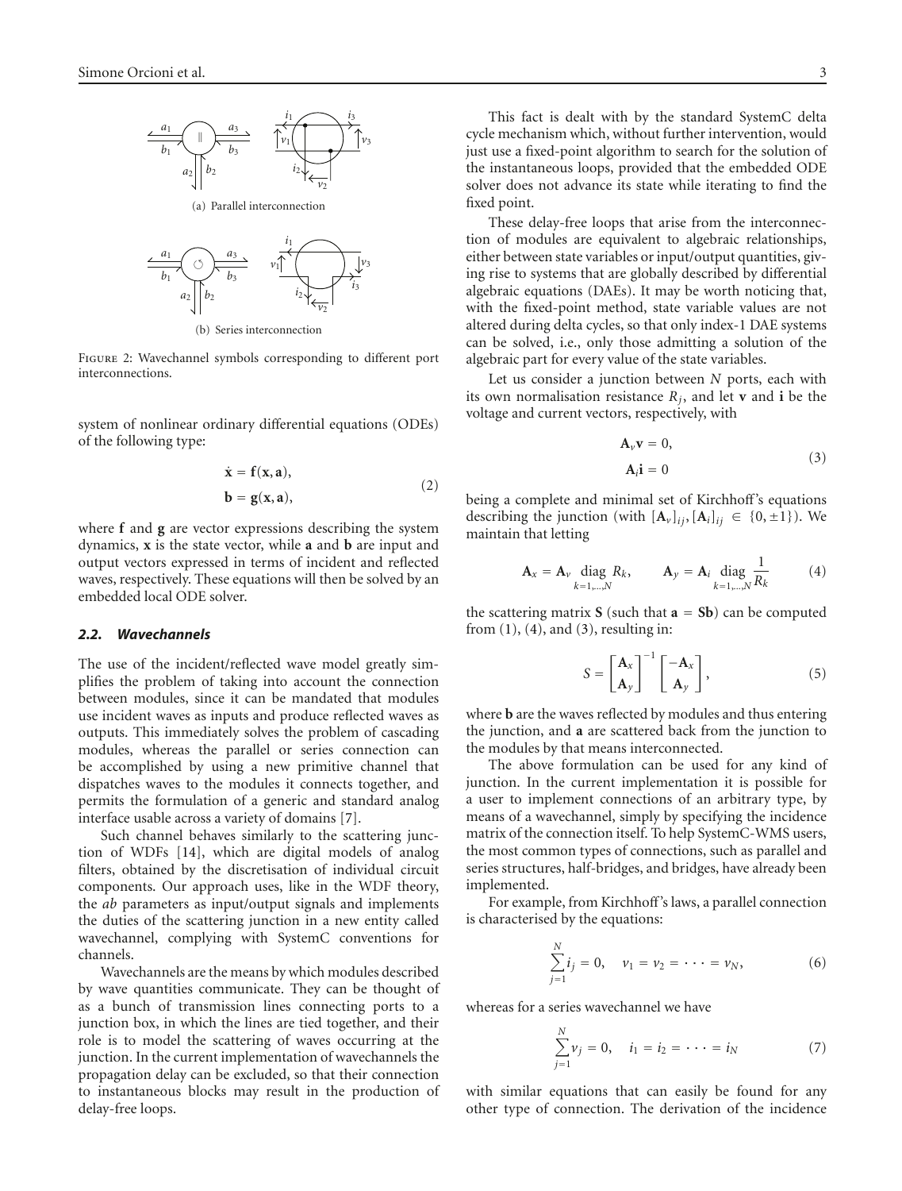(a) Parallel interconnection

(b) Series interconnection

Figure 2: Wavechannel symbols corresponding to different port interconnections.

system of nonlinear ordinary differential equations (ODEs) of the following type:

$$\dot{\mathbf{x}} = \mathbf{f}(\mathbf{x}, \mathbf{a}),$$
$$\mathbf{b} = \mathbf{g}(\mathbf{x}, \mathbf{a}), \tag{2}$$

where $\mathbf{f}$ and $\mathbf{g}$ are vector expressions describing the system dynamics, $\mathbf{x}$ is the state vector, while $\mathbf{a}$ and $\mathbf{b}$ are input and output vectors expressed in terms of incident and reflected waves, respectively. These equations will then be solved by an embedded local ODE solver.

### *2.2. Wavechannels*

The use of the incident/reflected wave model greatly simplifies the problem of taking into account the connection between modules, since it can be mandated that modules use incident waves as inputs and produce reflected waves as outputs. This immediately solves the problem of cascading modules, whereas the parallel or series connection can be accomplished by using a new primitive channel that dispatches waves to the modules it connects together, and permits the formulation of a generic and standard analog interface usable across a variety of domains [7].

Such channel behaves similarly to the scattering junction of WDFs [14], which are digital models of analog filters, obtained by the discretisation of individual circuit components. Our approach uses, like in the WDF theory, the *ab* parameters as input/output signals and implements the duties of the scattering junction in a new entity called wavechannel, complying with SystemC conventions for channels.

Wavechannels are the means by which modules described by wave quantities communicate. They can be thought of as a bunch of transmission lines connecting ports to a junction box, in which the lines are tied together, and their role is to model the scattering of waves occurring at the junction. In the current implementation of wavechannels the propagation delay can be excluded, so that their connection to instantaneous blocks may result in the production of delay-free loops.

This fact is dealt with by the standard SystemC delta cycle mechanism which, without further intervention, would just use a fixed-point algorithm to search for the solution of the instantaneous loops, provided that the embedded ODE solver does not advance its state while iterating to find the fixed point.

These delay-free loops that arise from the interconnection of modules are equivalent to algebraic relationships, either between state variables or input/output quantities, giving rise to systems that are globally described by differential algebraic equations (DAEs). It may be worth noticing that, with the fixed-point method, state variable values are not altered during delta cycles, so that only index-1 DAE systems can be solved, i.e., only those admitting a solution of the algebraic part for every value of the state variables.

Let us consider a junction between $N$ ports, each with its own normalisation resistance $R_j$, and let $\mathbf{v}$ and $\mathbf{i}$ be the voltage and current vectors, respectively, with

$$\mathbf{A}_v \mathbf{v} = 0,$$
$$\mathbf{A}_i \mathbf{i} = 0 \tag{3}$$

being a complete and minimal set of Kirchhoff's equations describing the junction (with $[\mathbf{A}_v]_{ij}, [\mathbf{A}_i]_{ij} \in \{0, \pm 1\}$). We maintain that letting

$$\mathbf{A}_x = \mathbf{A}_v \operatorname*{diag}_{k=1,\ldots,N} R_k, \qquad \mathbf{A}_y = \mathbf{A}_i \operatorname*{diag}_{k=1,\ldots,N} \frac{1}{R_k} \tag{4}$$

the scattering matrix $\mathbf{S}$ (such that $\mathbf{a} = \mathbf{S}\mathbf{b}$) can be computed from (1), (4), and (3), resulting in:

$$S = \begin{bmatrix} \mathbf{A}_x \\ \mathbf{A}_y \end{bmatrix}^{-1} \begin{bmatrix} -\mathbf{A}_x \\ \mathbf{A}_y \end{bmatrix}, \tag{5}$$

where $\mathbf{b}$ are the waves reflected by modules and thus entering the junction, and $\mathbf{a}$ are scattered back from the junction to the modules by that means interconnected.

The above formulation can be used for any kind of junction. In the current implementation it is possible for a user to implement connections of an arbitrary type, by means of a wavechannel, simply by specifying the incidence matrix of the connection itself. To help SystemC-WMS users, the most common types of connections, such as parallel and series structures, half-bridges, and bridges, have already been implemented.

For example, from Kirchhoff's laws, a parallel connection is characterised by the equations:

$$\sum_{j=1}^{N} i_j = 0, \quad v_1 = v_2 = \cdots = v_N, \tag{6}$$

whereas for a series wavechannel we have

$$\sum_{j=1}^{N} v_j = 0, \quad i_1 = i_2 = \cdots = i_N \tag{7}$$

with similar equations that can easily be found for any other type of connection. The derivation of the incidence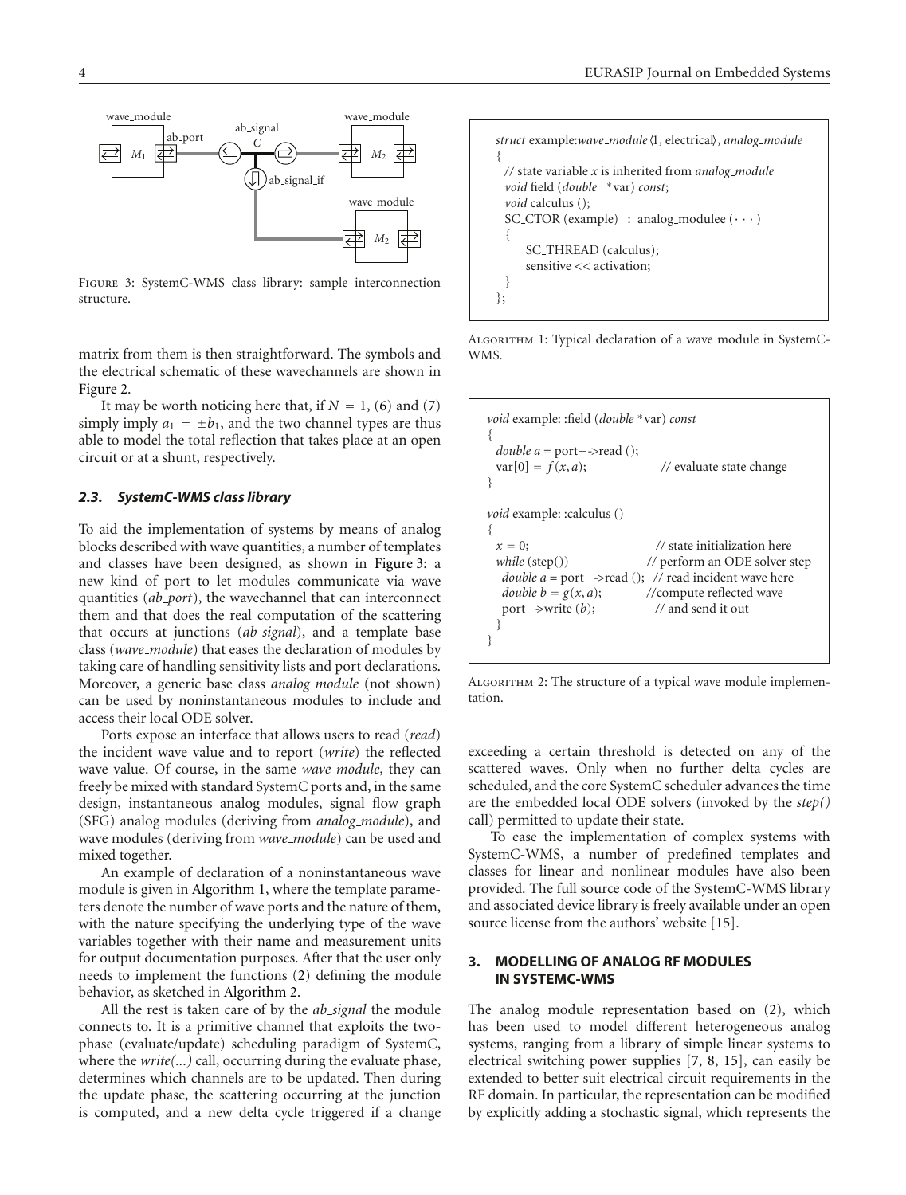Figure 3: SystemC-WMS class library: sample interconnection structure.

matrix from them is then straightforward. The symbols and the electrical schematic of these wavechannels are shown in Figure 2.

It may be worth noticing here that, if $N = 1$, (6) and (7) simply imply $a_1 = \pm b_1$, and the two channel types are thus able to model the total reflection that takes place at an open circuit or at a shunt, respectively.

### *2.3. SystemC-WMS class library*

To aid the implementation of systems by means of analog blocks described with wave quantities, a number of templates and classes have been designed, as shown in Figure 3: a new kind of port to let modules communicate via wave quantities (*ab_port*), the wavechannel that can interconnect them and that does the real computation of the scattering that occurs at junctions (*ab_signal*), and a template base class (*wave_module*) that eases the declaration of modules by taking care of handling sensitivity lists and port declarations. Moreover, a generic base class *analog_module* (not shown) can be used by noninstantaneous modules to include and access their local ODE solver.

Ports expose an interface that allows users to read (*read*) the incident wave value and to report (*write*) the reflected wave value. Of course, in the same *wave_module*, they can freely be mixed with standard SystemC ports and, in the same design, instantaneous analog modules, signal flow graph (SFG) analog modules (deriving from *analog_module*), and wave modules (deriving from *wave_module*) can be used and mixed together.

An example of declaration of a noninstantaneous wave module is given in Algorithm 1, where the template parameters denote the number of wave ports and the nature of them, with the nature specifying the underlying type of the wave variables together with their name and measurement units for output documentation purposes. After that the user only needs to implement the functions (2) defining the module behavior, as sketched in Algorithm 2.

All the rest is taken care of by the *ab_signal* the module connects to. It is a primitive channel that exploits the two-phase (evaluate/update) scheduling paradigm of SystemC, where the *write(...)* call, occurring during the evaluate phase, determines which channels are to be updated. Then during the update phase, the scattering occurring at the junction is computed, and a new delta cycle triggered if a change

```
struct example:wave_module⟨1, electrical⟩, analog_module
{
  // state variable x is inherited from analog_module
  void field (double  *var) const;
  void calculus ();
  SC_CTOR (example)  : analog_modulee (· · ·)
  {
      SC_THREAD (calculus);
      sensitive << activation;
  }
};
```

Algorithm 1: Typical declaration of a wave module in SystemC-WMS.

```
void example: :field (double *var) const
{
  double a = port−->read ();
  var[0] = f(x, a);                    // evaluate state change
}

void example: :calculus ()
{
  x = 0;                              // state initialization here
  while (step())                      // perform an ODE solver step
   double a = port−->read (); // read incident wave here
   double b = g(x, a);               //compute reflected wave
   port−>write (b);                  // and send it out
  }
}
```

Algorithm 2: The structure of a typical wave module implementation.

exceeding a certain threshold is detected on any of the scattered waves. Only when no further delta cycles are scheduled, and the core SystemC scheduler advances the time are the embedded local ODE solvers (invoked by the *step()* call) permitted to update their state.

To ease the implementation of complex systems with SystemC-WMS, a number of predefined templates and classes for linear and nonlinear modules have also been provided. The full source code of the SystemC-WMS library and associated device library is freely available under an open source license from the authors' website [15].

## 3. MODELLING OF ANALOG RF MODULES IN SYSTEMC-WMS

The analog module representation based on (2), which has been used to model different heterogeneous analog systems, ranging from a library of simple linear systems to electrical switching power supplies [7, 8, 15], can easily be extended to better suit electrical circuit requirements in the RF domain. In particular, the representation can be modified by explicitly adding a stochastic signal, which represents the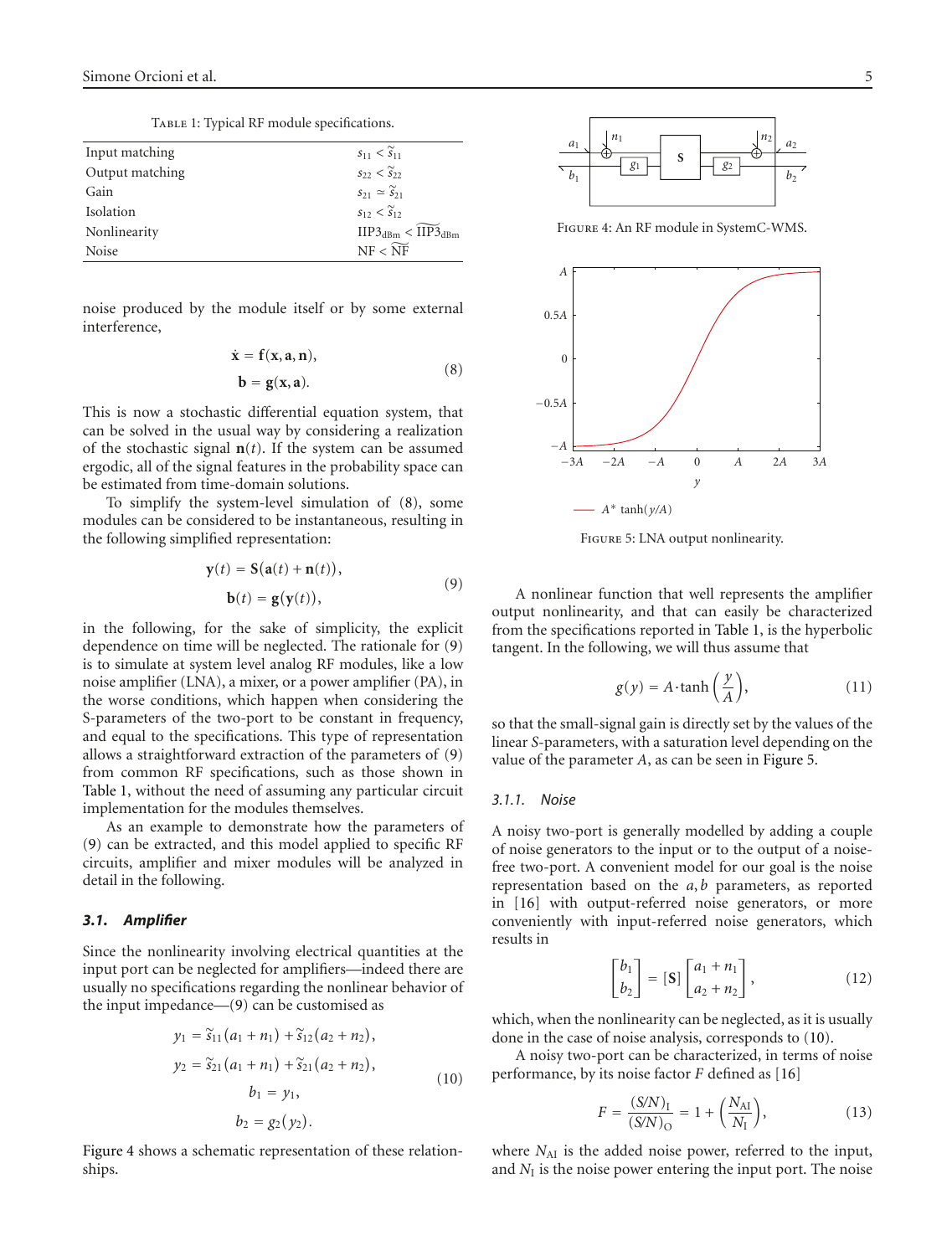Table 1: Typical RF module specifications.

| | |
|---|---|
| Input matching | $s_{11} < \tilde{s}_{11}$ |
| Output matching | $s_{22} < \tilde{s}_{22}$ |
| Gain | $s_{21} \simeq \tilde{s}_{21}$ |
| Isolation | $s_{12} < \tilde{s}_{12}$ |
| Nonlinearity | $\text{IIP3}_{\text{dBm}} < \widetilde{\text{IIP3}}_{\text{dBm}}$ |
| Noise | $\text{NF} < \widetilde{\text{NF}}$ |

noise produced by the module itself or by some external interference,

$$\dot{\mathbf{x}} = \mathbf{f}(\mathbf{x}, \mathbf{a}, \mathbf{n}),$$
$$\mathbf{b} = \mathbf{g}(\mathbf{x}, \mathbf{a}). \tag{8}$$

This is now a stochastic differential equation system, that can be solved in the usual way by considering a realization of the stochastic signal $\mathbf{n}(t)$. If the system can be assumed ergodic, all of the signal features in the probability space can be estimated from time-domain solutions.

To simplify the system-level simulation of (8), some modules can be considered to be instantaneous, resulting in the following simplified representation:

$$\mathbf{y}(t) = \mathbf{S}(\mathbf{a}(t) + \mathbf{n}(t)),$$
$$\mathbf{b}(t) = \mathbf{g}(\mathbf{y}(t)), \tag{9}$$

in the following, for the sake of simplicity, the explicit dependence on time will be neglected. The rationale for (9) is to simulate at system level analog RF modules, like a low noise amplifier (LNA), a mixer, or a power amplifier (PA), in the worse conditions, which happen when considering the S-parameters of the two-port to be constant in frequency, and equal to the specifications. This type of representation allows a straightforward extraction of the parameters of (9) from common RF specifications, such as those shown in Table 1, without the need of assuming any particular circuit implementation for the modules themselves.

As an example to demonstrate how the parameters of (9) can be extracted, and this model applied to specific RF circuits, amplifier and mixer modules will be analyzed in detail in the following.

### *3.1. Amplifier*

Since the nonlinearity involving electrical quantities at the input port can be neglected for amplifiers—indeed there are usually no specifications regarding the nonlinear behavior of the input impedance—(9) can be customised as

$$y_1 = \tilde{s}_{11}(a_1 + n_1) + \tilde{s}_{12}(a_2 + n_2),$$
$$y_2 = \tilde{s}_{21}(a_1 + n_1) + \tilde{s}_{21}(a_2 + n_2),$$
$$b_1 = y_1,$$
$$b_2 = g_2(y_2). \tag{10}$$

Figure 4 shows a schematic representation of these relationships.

Figure 4: An RF module in SystemC-WMS.

Figure 5: LNA output nonlinearity.

A nonlinear function that well represents the amplifier output nonlinearity, and that can easily be characterized from the specifications reported in Table 1, is the hyperbolic tangent. In the following, we will thus assume that

$$g(y) = A \cdot \tanh\left(\frac{y}{A}\right), \tag{11}$$

so that the small-signal gain is directly set by the values of the linear *S*-parameters, with a saturation level depending on the value of the parameter $A$, as can be seen in Figure 5.

#### *3.1.1. Noise*

A noisy two-port is generally modelled by adding a couple of noise generators to the input or to the output of a noise-free two-port. A convenient model for our goal is the noise representation based on the $a, b$ parameters, as reported in [16] with output-referred noise generators, or more conveniently with input-referred noise generators, which results in

$$\begin{bmatrix} b_1 \\ b_2 \end{bmatrix} = [\mathbf{S}] \begin{bmatrix} a_1 + n_1 \\ a_2 + n_2 \end{bmatrix}, \tag{12}$$

which, when the nonlinearity can be neglected, as it is usually done in the case of noise analysis, corresponds to (10).

A noisy two-port can be characterized, in terms of noise performance, by its noise factor $F$ defined as [16]

$$F = \frac{(S/N)_{\text{I}}}{(S/N)_{\text{O}}} = 1 + \left(\frac{N_{\text{AI}}}{N_{\text{I}}}\right), \tag{13}$$

where $N_{\text{AI}}$ is the added noise power, referred to the input, and $N_{\text{I}}$ is the noise power entering the input port. The noise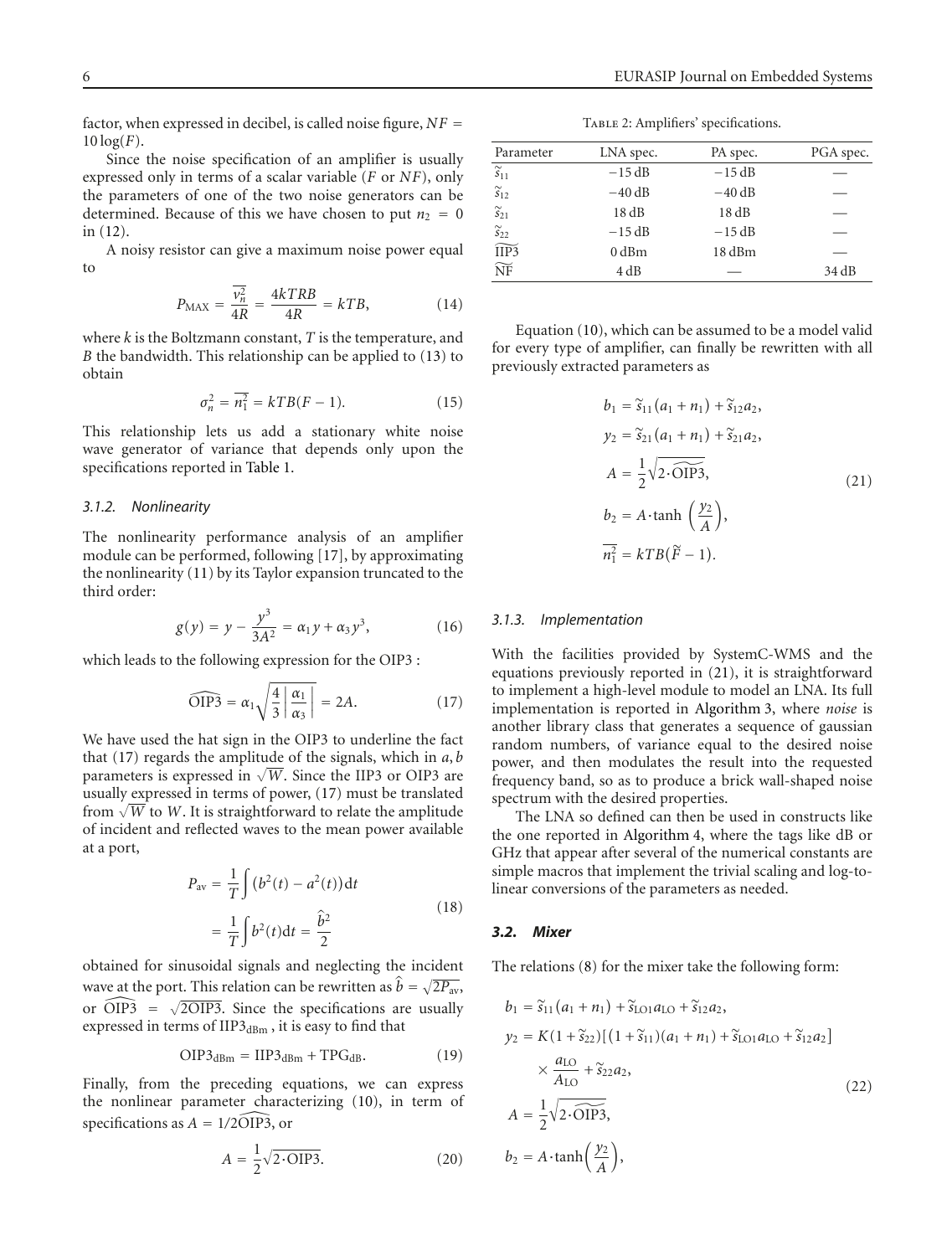factor, when expressed in decibel, is called noise figure, $NF = 10\log(F)$.

Since the noise specification of an amplifier is usually expressed only in terms of a scalar variable ($F$ or $NF$), only the parameters of one of the two noise generators can be determined. Because of this we have chosen to put $n_2 = 0$ in (12).

A noisy resistor can give a maximum noise power equal to

$$P_{\text{MAX}} = \frac{\overline{v_n^2}}{4R} = \frac{4kTRB}{4R} = kTB, \tag{14}$$

where $k$ is the Boltzmann constant, $T$ is the temperature, and $B$ the bandwidth. This relationship can be applied to (13) to obtain

$$\sigma_n^2 = \overline{n_1^2} = kTB(F-1). \tag{15}$$

This relationship lets us add a stationary white noise wave generator of variance that depends only upon the specifications reported in Table 1.

#### 3.1.2. Nonlinearity

The nonlinearity performance analysis of an amplifier module can be performed, following [17], by approximating the nonlinearity (11) by its Taylor expansion truncated to the third order:

$$g(y) = y - \frac{y^3}{3A^2} = \alpha_1 y + \alpha_3 y^3, \tag{16}$$

which leads to the following expression for the OIP3 :

$$\widehat{\text{OIP3}} = \alpha_1 \sqrt{\frac{4}{3}\left|\frac{\alpha_1}{\alpha_3}\right|} = 2A. \tag{17}$$

We have used the hat sign in the OIP3 to underline the fact that (17) regards the amplitude of the signals, which in $a, b$ parameters is expressed in $\sqrt{W}$. Since the IIP3 or OIP3 are usually expressed in terms of power, (17) must be translated from $\sqrt{W}$ to $W$. It is straightforward to relate the amplitude of incident and reflected waves to the mean power available at a port,

$$\begin{aligned} P_{\text{av}} &= \frac{1}{T}\int \left(b^2(t) - a^2(t)\right)\mathrm{d}t \\ &= \frac{1}{T}\int b^2(t)\mathrm{d}t = \frac{\hat{b}^2}{2} \end{aligned} \tag{18}$$

obtained for sinusoidal signals and neglecting the incident wave at the port. This relation can be rewritten as $\hat{b} = \sqrt{2P_{\text{av}}}$, or $\widehat{\text{OIP3}} = \sqrt{2\text{OIP3}}$. Since the specifications are usually expressed in terms of $\text{IIP3}_{\text{dBm}}$, it is easy to find that

$$\text{OIP3}_{\text{dBm}} = \text{IIP3}_{\text{dBm}} + \text{TPG}_{\text{dB}}. \tag{19}$$

Finally, from the preceding equations, we can express the nonlinear parameter characterizing (10), in term of specifications as $A = 1/2\widehat{\text{OIP3}}$, or

$$A = \frac{1}{2}\sqrt{2\cdot\text{OIP3}}. \tag{20}$$

Table 2: Amplifiers' specifications.

| Parameter | LNA spec. | PA spec. | PGA spec. |
|---|---|---|---|
| $\tilde{s}_{11}$ | −15 dB | −15 dB | — |
| $\tilde{s}_{12}$ | −40 dB | −40 dB | — |
| $\tilde{s}_{21}$ | 18 dB | 18 dB | — |
| $\tilde{s}_{22}$ | −15 dB | −15 dB | — |
| $\widetilde{\text{IIP3}}$ | 0 dBm | 18 dBm | — |
| $\widetilde{\text{NF}}$ | 4 dB | — | 34 dB |

Equation (10), which can be assumed to be a model valid for every type of amplifier, can finally be rewritten with all previously extracted parameters as

$$\begin{aligned} b_1 &= \tilde{s}_{11}(a_1 + n_1) + \tilde{s}_{12}a_2, \\ y_2 &= \tilde{s}_{21}(a_1 + n_1) + \tilde{s}_{21}a_2, \\ A &= \frac{1}{2}\sqrt{2\cdot\widetilde{\text{OIP3}}}, \\ b_2 &= A\cdot\tanh\left(\frac{y_2}{A}\right), \\ \overline{n_1^2} &= kTB(\tilde{F} - 1). \end{aligned} \tag{21}$$

#### 3.1.3. Implementation

With the facilities provided by SystemC-WMS and the equations previously reported in (21), it is straightforward to implement a high-level module to model an LNA. Its full implementation is reported in Algorithm 3, where *noise* is another library class that generates a sequence of gaussian random numbers, of variance equal to the desired noise power, and then modulates the result into the requested frequency band, so as to produce a brick wall-shaped noise spectrum with the desired properties.

The LNA so defined can then be used in constructs like the one reported in Algorithm 4, where the tags like dB or GHz that appear after several of the numerical constants are simple macros that implement the trivial scaling and log-to-linear conversions of the parameters as needed.

### 3.2. Mixer

The relations (8) for the mixer take the following form:

$$\begin{aligned} b_1 &= \tilde{s}_{11}(a_1 + n_1) + \tilde{s}_{\text{LO}1}a_{\text{LO}} + \tilde{s}_{12}a_2, \\ y_2 &= K(1 + \tilde{s}_{22})\left[(1 + \tilde{s}_{11})(a_1 + n_1) + \tilde{s}_{\text{LO}1}a_{\text{LO}} + \tilde{s}_{12}a_2\right] \\ &\quad \times \frac{a_{\text{LO}}}{A_{\text{LO}}} + \tilde{s}_{22}a_2, \\ A &= \frac{1}{2}\sqrt{2\cdot\widetilde{\text{OIP3}}}, \\ b_2 &= A\cdot\tanh\left(\frac{y_2}{A}\right), \end{aligned} \tag{22}$$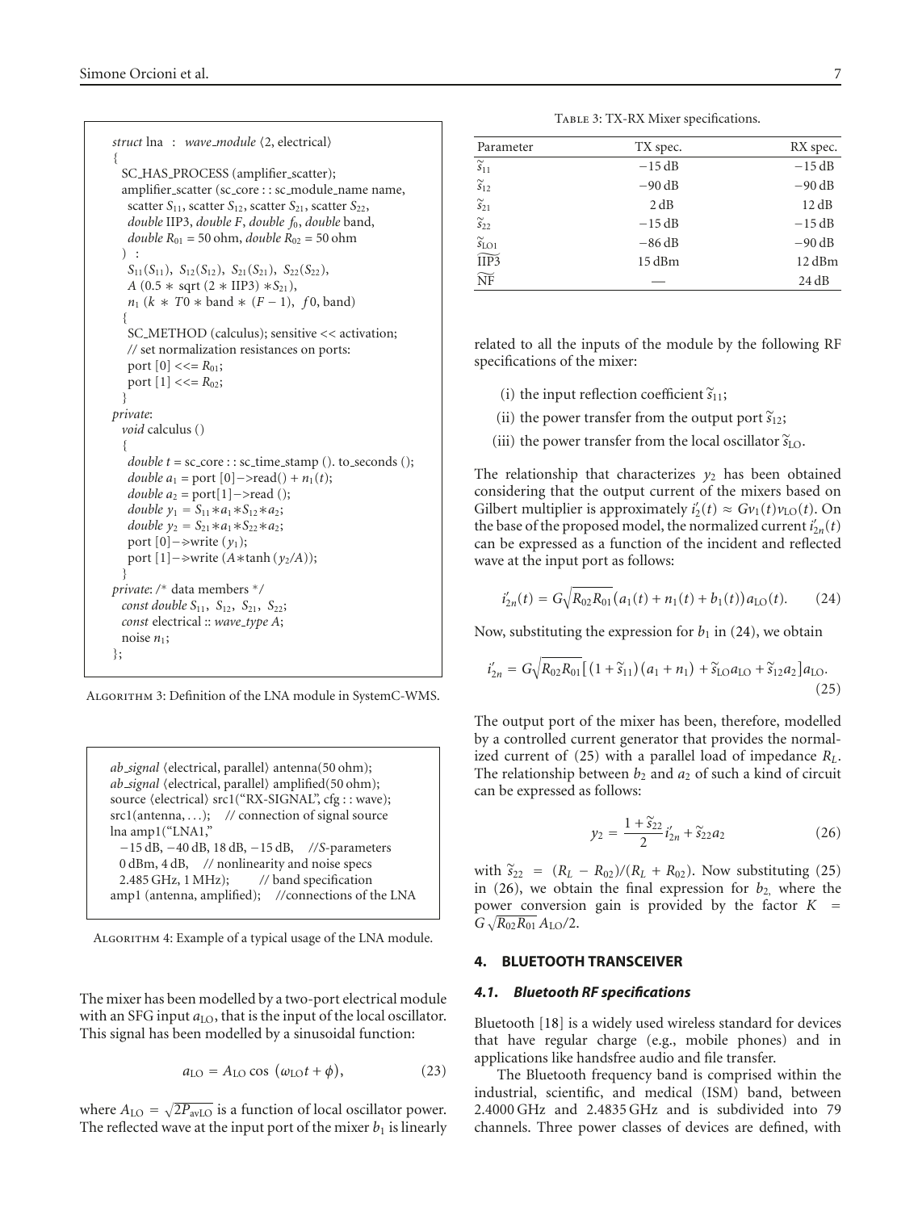```
struct lna : wave_module ⟨2, electrical⟩
{
  SC_HAS_PROCESS (amplifier_scatter);
  amplifier_scatter (sc_core : : sc_module_name name,
   scatter S11, scatter S12, scatter S21, scatter S22,
   double IIP3, double F, double f0, double band,
   double R01 = 50 ohm, double R02 = 50 ohm
  ) :
   S11(S11), S12(S12), S21(S21), S22(S22),
   A (0.5 * sqrt (2 * IIP3) *S21),
   n1 (k * T0 * band * (F − 1), f0, band)
  {
   SC_METHOD (calculus); sensitive << activation;
   // set normalization resistances on ports:
   port [0] <<= R01;
   port [1] <<= R02;
  }
private:
  void calculus ()
  {
   double t = sc_core : : sc_time_stamp (). to_seconds ();
   double a1 = port [0]−>read() + n1(t);
   double a2 = port[1]−>read ();
   double y1 = S11*a1*S12*a2;
   double y2 = S21*a1*S22*a2;
   port [0]−>write (y1);
   port [1]−>write (A*tanh (y2/A));
  }
private: /* data members */
  const double S11, S12, S21, S22;
  const electrical :: wave_type A;
  noise n1;
};
```

Algorithm 3: Definition of the LNA module in SystemC-WMS.

```
ab_signal ⟨electrical, parallel⟩ antenna(50 ohm);
ab_signal ⟨electrical, parallel⟩ amplified(50 ohm);
source ⟨electrical⟩ src1("RX-SIGNAL", cfg : : wave);
src1(antenna, . . .);   // connection of signal source
lna amp1("LNA1,"
  −15 dB, −40 dB, 18 dB, −15 dB,   //S-parameters
  0 dBm, 4 dB,   // nonlinearity and noise specs
  2.485 GHz, 1 MHz);      // band specification
amp1 (antenna, amplified);   //connections of the LNA
```

Algorithm 4: Example of a typical usage of the LNA module.

The mixer has been modelled by a two-port electrical module with an SFG input $a_{LO}$, that is the input of the local oscillator. This signal has been modelled by a sinusoidal function:

$$a_{LO} = A_{LO}\cos\left(\omega_{LO}t + \phi\right), \tag{23}$$

where $A_{LO} = \sqrt{2P_{avLO}}$ is a function of local oscillator power. The reflected wave at the input port of the mixer $b_1$ is linearly

Table 3: TX-RX Mixer specifications.

| Parameter | TX spec. | RX spec. |
|---|---|---|
| $\widetilde{s}_{11}$ | −15 dB | −15 dB |
| $\widetilde{s}_{12}$ | −90 dB | −90 dB |
| $\widetilde{s}_{21}$ | 2 dB | 12 dB |
| $\widetilde{s}_{22}$ | −15 dB | −15 dB |
| $\widetilde{s}_{LO1}$ | −86 dB | −90 dB |
| $\widetilde{\text{IIP3}}$ | 15 dBm | 12 dBm |
| $\widetilde{\text{NF}}$ | — | 24 dB |

related to all the inputs of the module by the following RF specifications of the mixer:

(i) the input reflection coefficient $\widetilde{s}_{11}$;

(ii) the power transfer from the output port $\widetilde{s}_{12}$;

(iii) the power transfer from the local oscillator $\widetilde{s}_{LO}$.

The relationship that characterizes $y_2$ has been obtained considering that the output current of the mixers based on Gilbert multiplier is approximately $i_2'(t) \approx G v_1(t) v_{LO}(t)$. On the base of the proposed model, the normalized current $i_{2n}'(t)$ can be expressed as a function of the incident and reflected wave at the input port as follows:

$$i_{2n}'(t) = G\sqrt{R_{02}R_{01}}\left(a_1(t) + n_1(t) + b_1(t)\right)a_{LO}(t). \tag{24}$$

Now, substituting the expression for $b_1$ in (24), we obtain

$$i_{2n}' = G\sqrt{R_{02}R_{01}}\left[\left(1 + \widetilde{s}_{11}\right)\left(a_1 + n_1\right) + \widetilde{s}_{LO}a_{LO} + \widetilde{s}_{12}a_2\right]a_{LO}. \tag{25}$$

The output port of the mixer has been, therefore, modelled by a controlled current generator that provides the normalized current of (25) with a parallel load of impedance $R_L$. The relationship between $b_2$ and $a_2$ of such a kind of circuit can be expressed as follows:

$$y_2 = \frac{1 + \widetilde{s}_{22}}{2}i_{2n}' + \widetilde{s}_{22}a_2 \tag{26}$$

with $\widetilde{s}_{22} = (R_L - R_{02})/(R_L + R_{02})$. Now substituting (25) in (26), we obtain the final expression for $b_2$, where the power conversion gain is provided by the factor $K = G\sqrt{R_{02}R_{01}}\,A_{LO}/2$.

## 4. BLUETOOTH TRANSCEIVER

### *4.1. Bluetooth RF specifications*

Bluetooth [18] is a widely used wireless standard for devices that have regular charge (e.g., mobile phones) and in applications like handsfree audio and file transfer.

The Bluetooth frequency band is comprised within the industrial, scientific, and medical (ISM) band, between 2.4000 GHz and 2.4835 GHz and is subdivided into 79 channels. Three power classes of devices are defined, with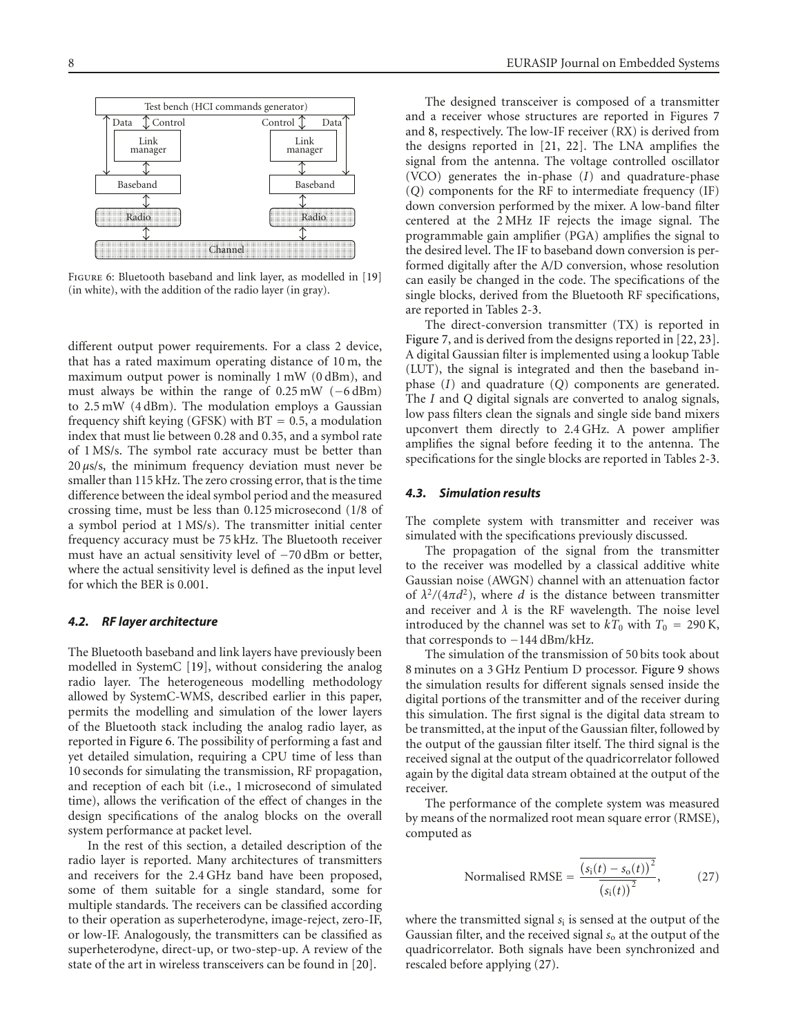Test bench (HCI commands generator)

Data | Control | Control | Data

Link manager | Link manager

Baseband | Baseband

Radio | Radio

Channel

Figure 6: Bluetooth baseband and link layer, as modelled in [19] (in white), with the addition of the radio layer (in gray).

different output power requirements. For a class 2 device, that has a rated maximum operating distance of 10 m, the maximum output power is nominally 1 mW (0 dBm), and must always be within the range of 0.25 mW (−6 dBm) to 2.5 mW (4 dBm). The modulation employs a Gaussian frequency shift keying (GFSK) with BT = 0.5, a modulation index that must lie between 0.28 and 0.35, and a symbol rate of 1 MS/s. The symbol rate accuracy must be better than 20 $\mu$s/s, the minimum frequency deviation must never be smaller than 115 kHz. The zero crossing error, that is the time difference between the ideal symbol period and the measured crossing time, must be less than 0.125 microsecond (1/8 of a symbol period at 1 MS/s). The transmitter initial center frequency accuracy must be 75 kHz. The Bluetooth receiver must have an actual sensitivity level of −70 dBm or better, where the actual sensitivity level is defined as the input level for which the BER is 0.001.

### 4.2. RF layer architecture

The Bluetooth baseband and link layers have previously been modelled in SystemC [19], without considering the analog radio layer. The heterogeneous modelling methodology allowed by SystemC-WMS, described earlier in this paper, permits the modelling and simulation of the lower layers of the Bluetooth stack including the analog radio layer, as reported in Figure 6. The possibility of performing a fast and yet detailed simulation, requiring a CPU time of less than 10 seconds for simulating the transmission, RF propagation, and reception of each bit (i.e., 1 microsecond of simulated time), allows the verification of the effect of changes in the design specifications of the analog blocks on the overall system performance at packet level.

In the rest of this section, a detailed description of the radio layer is reported. Many architectures of transmitters and receivers for the 2.4 GHz band have been proposed, some of them suitable for a single standard, some for multiple standards. The receivers can be classified according to their operation as superheterodyne, image-reject, zero-IF, or low-IF. Analogously, the transmitters can be classified as superheterodyne, direct-up, or two-step-up. A review of the state of the art in wireless transceivers can be found in [20].

The designed transceiver is composed of a transmitter and a receiver whose structures are reported in Figures 7 and 8, respectively. The low-IF receiver (RX) is derived from the designs reported in [21, 22]. The LNA amplifies the signal from the antenna. The voltage controlled oscillator (VCO) generates the in-phase ($I$) and quadrature-phase ($Q$) components for the RF to intermediate frequency (IF) down conversion performed by the mixer. A low-band filter centered at the 2 MHz IF rejects the image signal. The programmable gain amplifier (PGA) amplifies the signal to the desired level. The IF to baseband down conversion is performed digitally after the A/D conversion, whose resolution can easily be changed in the code. The specifications of the single blocks, derived from the Bluetooth RF specifications, are reported in Tables 2-3.

The direct-conversion transmitter (TX) is reported in Figure 7, and is derived from the designs reported in [22, 23]. A digital Gaussian filter is implemented using a lookup Table (LUT), the signal is integrated and then the baseband in-phase ($I$) and quadrature ($Q$) components are generated. The $I$ and $Q$ digital signals are converted to analog signals, low pass filters clean the signals and single side band mixers upconvert them directly to 2.4 GHz. A power amplifier amplifies the signal before feeding it to the antenna. The specifications for the single blocks are reported in Tables 2-3.

### 4.3. Simulation results

The complete system with transmitter and receiver was simulated with the specifications previously discussed.

The propagation of the signal from the transmitter to the receiver was modelled by a classical additive white Gaussian noise (AWGN) channel with an attenuation factor of $\lambda^2/(4\pi d^2)$, where $d$ is the distance between transmitter and receiver and $\lambda$ is the RF wavelength. The noise level introduced by the channel was set to $kT_0$ with $T_0 = 290\,\text{K}$, that corresponds to −144 dBm/kHz.

The simulation of the transmission of 50 bits took about 8 minutes on a 3 GHz Pentium D processor. Figure 9 shows the simulation results for different signals sensed inside the digital portions of the transmitter and of the receiver during this simulation. The first signal is the digital data stream to be transmitted, at the input of the Gaussian filter, followed by the output of the gaussian filter itself. The third signal is the received signal at the output of the quadricorrelator followed again by the digital data stream obtained at the output of the receiver.

The performance of the complete system was measured by means of the normalized root mean square error (RMSE), computed as

$$\text{Normalised RMSE} = \frac{\overline{\left(s_{\text{i}}(t) - s_{\text{o}}(t)\right)^2}}{\overline{\left(s_{\text{i}}(t)\right)^2}}, \tag{27}$$

where the transmitted signal $s_{\text{i}}$ is sensed at the output of the Gaussian filter, and the received signal $s_{\text{o}}$ at the output of the quadricorrelator. Both signals have been synchronized and rescaled before applying (27).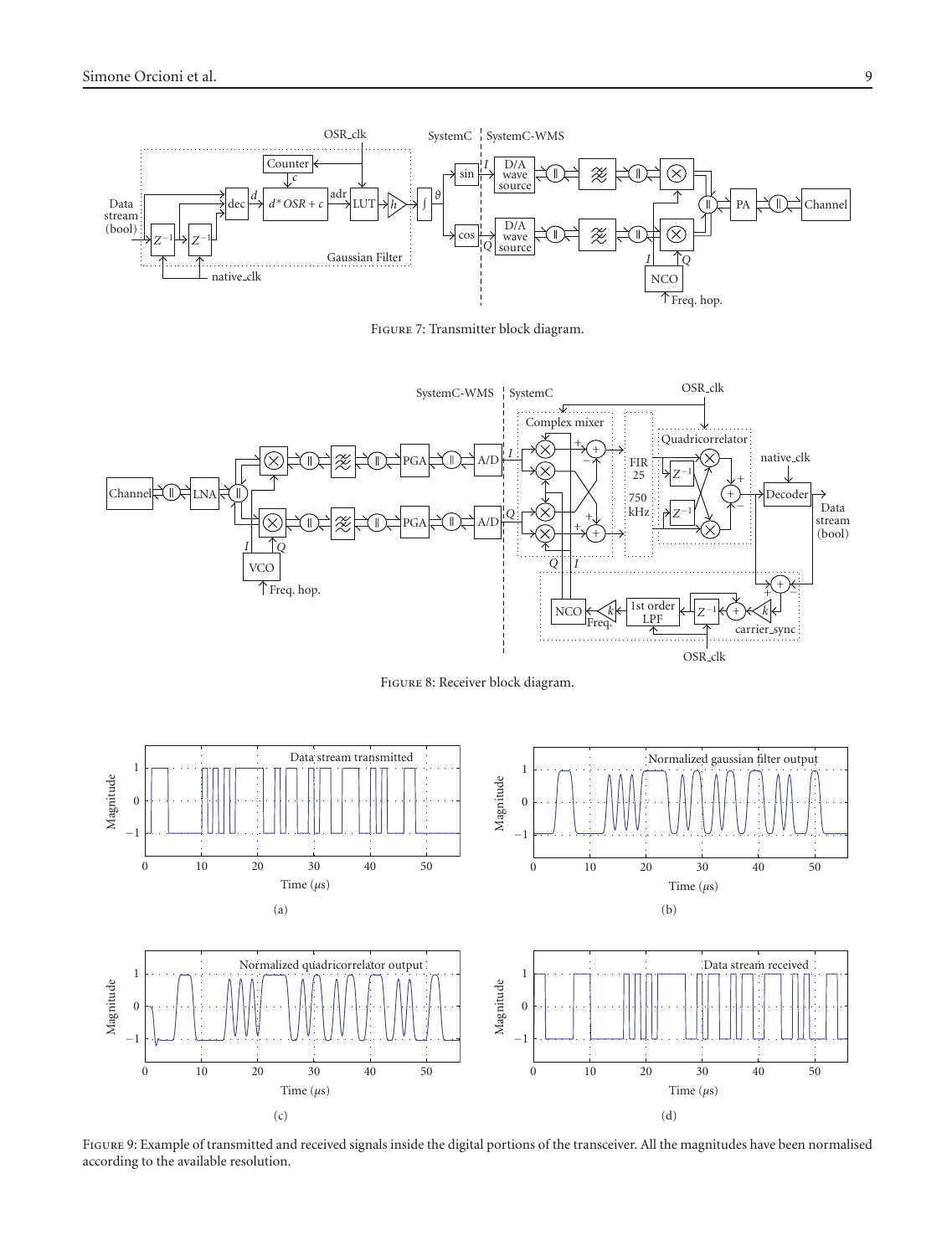Figure 7: Transmitter block diagram.

Figure 8: Receiver block diagram.

Figure 9: Example of transmitted and received signals inside the digital portions of the transceiver. All the magnitudes have been normalised according to the available resolution.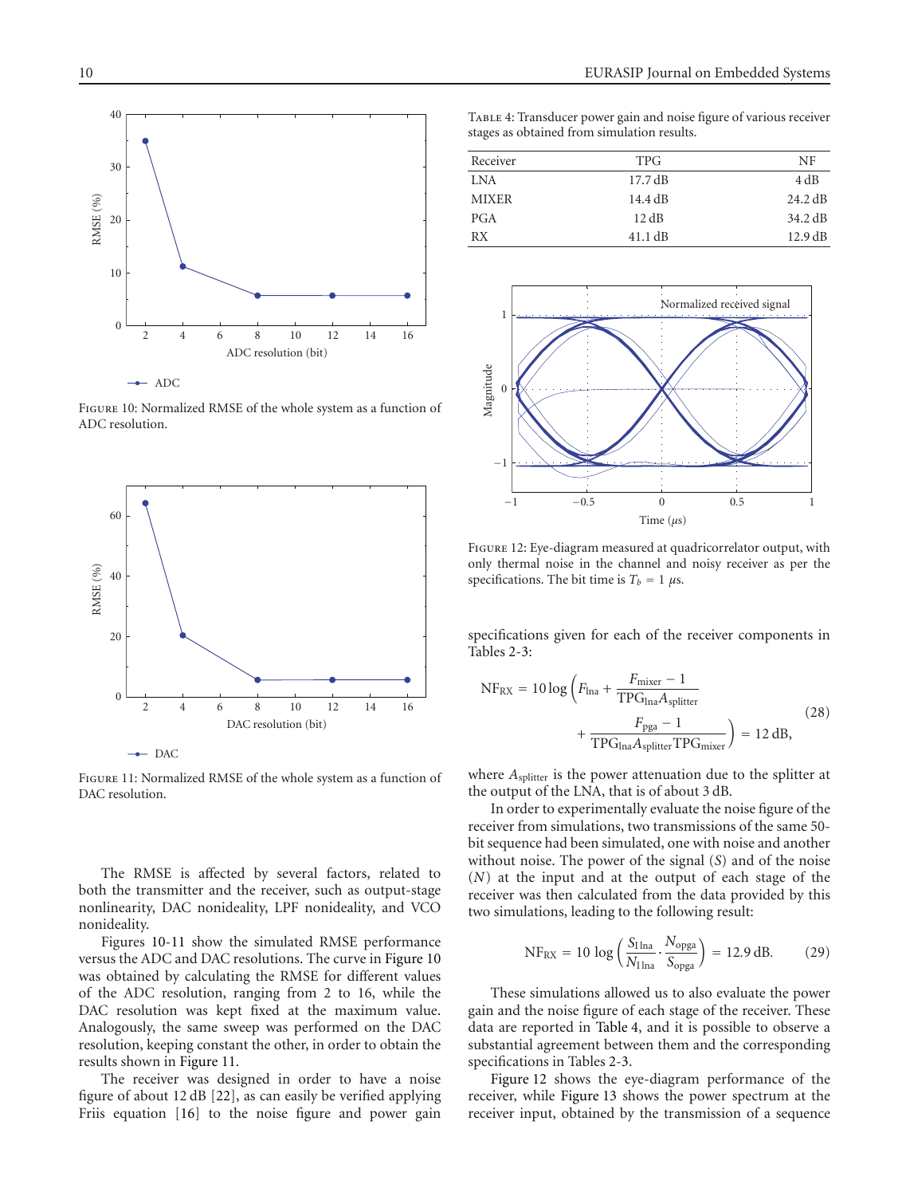Figure 10: Normalized RMSE of the whole system as a function of ADC resolution.

Figure 11: Normalized RMSE of the whole system as a function of DAC resolution.

The RMSE is affected by several factors, related to both the transmitter and the receiver, such as output-stage nonlinearity, DAC nonideality, LPF nonideality, and VCO nonideality.

Figures 10-11 show the simulated RMSE performance versus the ADC and DAC resolutions. The curve in Figure 10 was obtained by calculating the RMSE for different values of the ADC resolution, ranging from 2 to 16, while the DAC resolution was kept fixed at the maximum value. Analogously, the same sweep was performed on the DAC resolution, keeping constant the other, in order to obtain the results shown in Figure 11.

The receiver was designed in order to have a noise figure of about 12 dB [22], as can easily be verified applying Friis equation [16] to the noise figure and power gain

Table 4: Transducer power gain and noise figure of various receiver stages as obtained from simulation results.

| Receiver | TPG | NF |
|---|---|---|
| LNA | 17.7 dB | 4 dB |
| MIXER | 14.4 dB | 24.2 dB |
| PGA | 12 dB | 34.2 dB |
| RX | 41.1 dB | 12.9 dB |

Figure 12: Eye-diagram measured at quadricorrelator output, with only thermal noise in the channel and noisy receiver as per the specifications. The bit time is $T_b = 1\ \mu$s.

specifications given for each of the receiver components in Tables 2-3:

$$\mathrm{NF}_{\mathrm{RX}} = 10 \log\left( F_{\mathrm{lna}} + \frac{F_{\mathrm{mixer}} - 1}{\mathrm{TPG}_{\mathrm{lna}} A_{\mathrm{splitter}}} + \frac{F_{\mathrm{pga}} - 1}{\mathrm{TPG}_{\mathrm{lna}} A_{\mathrm{splitter}} \mathrm{TPG}_{\mathrm{mixer}}} \right) = 12\ \mathrm{dB}, \tag{28}$$

where $A_{\mathrm{splitter}}$ is the power attenuation due to the splitter at the output of the LNA, that is of about 3 dB.

In order to experimentally evaluate the noise figure of the receiver from simulations, two transmissions of the same 50-bit sequence had been simulated, one with noise and another without noise. The power of the signal ($S$) and of the noise ($N$) at the input and at the output of each stage of the receiver was then calculated from the data provided by this two simulations, leading to the following result:

$$\mathrm{NF}_{\mathrm{RX}} = 10 \log\left( \frac{S_{\mathrm{Ilna}}}{N_{\mathrm{Ilna}}} \cdot \frac{N_{\mathrm{opga}}}{S_{\mathrm{opga}}} \right) = 12.9\ \mathrm{dB}. \tag{29}$$

These simulations allowed us to also evaluate the power gain and the noise figure of each stage of the receiver. These data are reported in Table 4, and it is possible to observe a substantial agreement between them and the corresponding specifications in Tables 2-3.

Figure 12 shows the eye-diagram performance of the receiver, while Figure 13 shows the power spectrum at the receiver input, obtained by the transmission of a sequence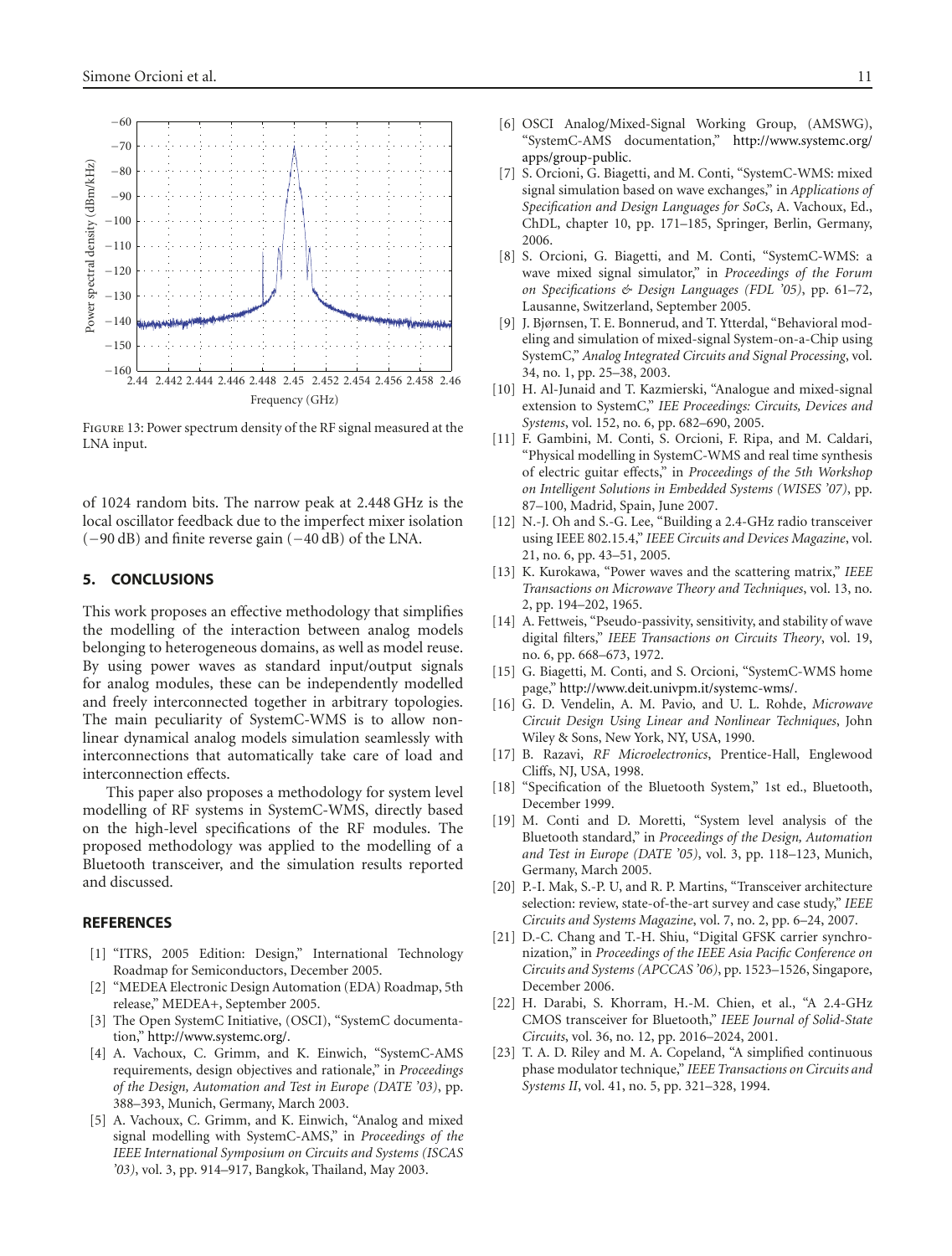−60
−70
−80
−90
−100
−110
−120
−130
−140
−150
−160

Power spectral density (dBm/kHz)

2.44 2.442 2.444 2.446 2.448 2.45 2.452 2.454 2.456 2.458 2.46

Frequency (GHz)

Figure 13: Power spectrum density of the RF signal measured at the LNA input.

of 1024 random bits. The narrow peak at 2.448 GHz is the local oscillator feedback due to the imperfect mixer isolation (−90 dB) and finite reverse gain (−40 dB) of the LNA.

## 5. CONCLUSIONS

This work proposes an effective methodology that simplifies the modelling of the interaction between analog models belonging to heterogeneous domains, as well as model reuse. By using power waves as standard input/output signals for analog modules, these can be independently modelled and freely interconnected together in arbitrary topologies. The main peculiarity of SystemC-WMS is to allow nonlinear dynamical analog models simulation seamlessly with interconnections that automatically take care of load and interconnection effects.

This paper also proposes a methodology for system level modelling of RF systems in SystemC-WMS, directly based on the high-level specifications of the RF modules. The proposed methodology was applied to the modelling of a Bluetooth transceiver, and the simulation results reported and discussed.

## REFERENCES

[1] "ITRS, 2005 Edition: Design," International Technology Roadmap for Semiconductors, December 2005.

[2] "MEDEA Electronic Design Automation (EDA) Roadmap, 5th release," MEDEA+, September 2005.

[3] The Open SystemC Initiative, (OSCI), "SystemC documentation," http://www.systemc.org/.

[4] A. Vachoux, C. Grimm, and K. Einwich, "SystemC-AMS requirements, design objectives and rationale," in *Proceedings of the Design, Automation and Test in Europe (DATE '03)*, pp. 388–393, Munich, Germany, March 2003.

[5] A. Vachoux, C. Grimm, and K. Einwich, "Analog and mixed signal modelling with SystemC-AMS," in *Proceedings of the IEEE International Symposium on Circuits and Systems (ISCAS '03)*, vol. 3, pp. 914–917, Bangkok, Thailand, May 2003.

[6] OSCI Analog/Mixed-Signal Working Group, (AMSWG), "SystemC-AMS documentation," http://www.systemc.org/apps/group-public.

[7] S. Orcioni, G. Biagetti, and M. Conti, "SystemC-WMS: mixed signal simulation based on wave exchanges," in *Applications of Specification and Design Languages for SoCs*, A. Vachoux, Ed., ChDL, chapter 10, pp. 171–185, Springer, Berlin, Germany, 2006.

[8] S. Orcioni, G. Biagetti, and M. Conti, "SystemC-WMS: a wave mixed signal simulator," in *Proceedings of the Forum on Specifications & Design Languages (FDL '05)*, pp. 61–72, Lausanne, Switzerland, September 2005.

[9] J. Bjørnsen, T. E. Bonnerud, and T. Ytterdal, "Behavioral modeling and simulation of mixed-signal System-on-a-Chip using SystemC," *Analog Integrated Circuits and Signal Processing*, vol. 34, no. 1, pp. 25–38, 2003.

[10] H. Al-Junaid and T. Kazmierski, "Analogue and mixed-signal extension to SystemC," *IEE Proceedings: Circuits, Devices and Systems*, vol. 152, no. 6, pp. 682–690, 2005.

[11] F. Gambini, M. Conti, S. Orcioni, F. Ripa, and M. Caldari, "Physical modelling in SystemC-WMS and real time synthesis of electric guitar effects," in *Proceedings of the 5th Workshop on Intelligent Solutions in Embedded Systems (WISES '07)*, pp. 87–100, Madrid, Spain, June 2007.

[12] N.-J. Oh and S.-G. Lee, "Building a 2.4-GHz radio transceiver using IEEE 802.15.4," *IEEE Circuits and Devices Magazine*, vol. 21, no. 6, pp. 43–51, 2005.

[13] K. Kurokawa, "Power waves and the scattering matrix," *IEEE Transactions on Microwave Theory and Techniques*, vol. 13, no. 2, pp. 194–202, 1965.

[14] A. Fettweis, "Pseudo-passivity, sensitivity, and stability of wave digital filters," *IEEE Transactions on Circuits Theory*, vol. 19, no. 6, pp. 668–673, 1972.

[15] G. Biagetti, M. Conti, and S. Orcioni, "SystemC-WMS home page," http://www.deit.univpm.it/systemc-wms/.

[16] G. D. Vendelin, A. M. Pavio, and U. L. Rohde, *Microwave Circuit Design Using Linear and Nonlinear Techniques*, John Wiley & Sons, New York, NY, USA, 1990.

[17] B. Razavi, *RF Microelectronics*, Prentice-Hall, Englewood Cliffs, NJ, USA, 1998.

[18] "Specification of the Bluetooth System," 1st ed., Bluetooth, December 1999.

[19] M. Conti and D. Moretti, "System level analysis of the Bluetooth standard," in *Proceedings of the Design, Automation and Test in Europe (DATE '05)*, vol. 3, pp. 118–123, Munich, Germany, March 2005.

[20] P.-I. Mak, S.-P. U, and R. P. Martins, "Transceiver architecture selection: review, state-of-the-art survey and case study," *IEEE Circuits and Systems Magazine*, vol. 7, no. 2, pp. 6–24, 2007.

[21] D.-C. Chang and T.-H. Shiu, "Digital GFSK carrier synchronization," in *Proceedings of the IEEE Asia Pacific Conference on Circuits and Systems (APCCAS '06)*, pp. 1523–1526, Singapore, December 2006.

[22] H. Darabi, S. Khorram, H.-M. Chien, et al., "A 2.4-GHz CMOS transceiver for Bluetooth," *IEEE Journal of Solid-State Circuits*, vol. 36, no. 12, pp. 2016–2024, 2001.

[23] T. A. D. Riley and M. A. Copeland, "A simplified continuous phase modulator technique," *IEEE Transactions on Circuits and Systems II*, vol. 41, no. 5, pp. 321–328, 1994.